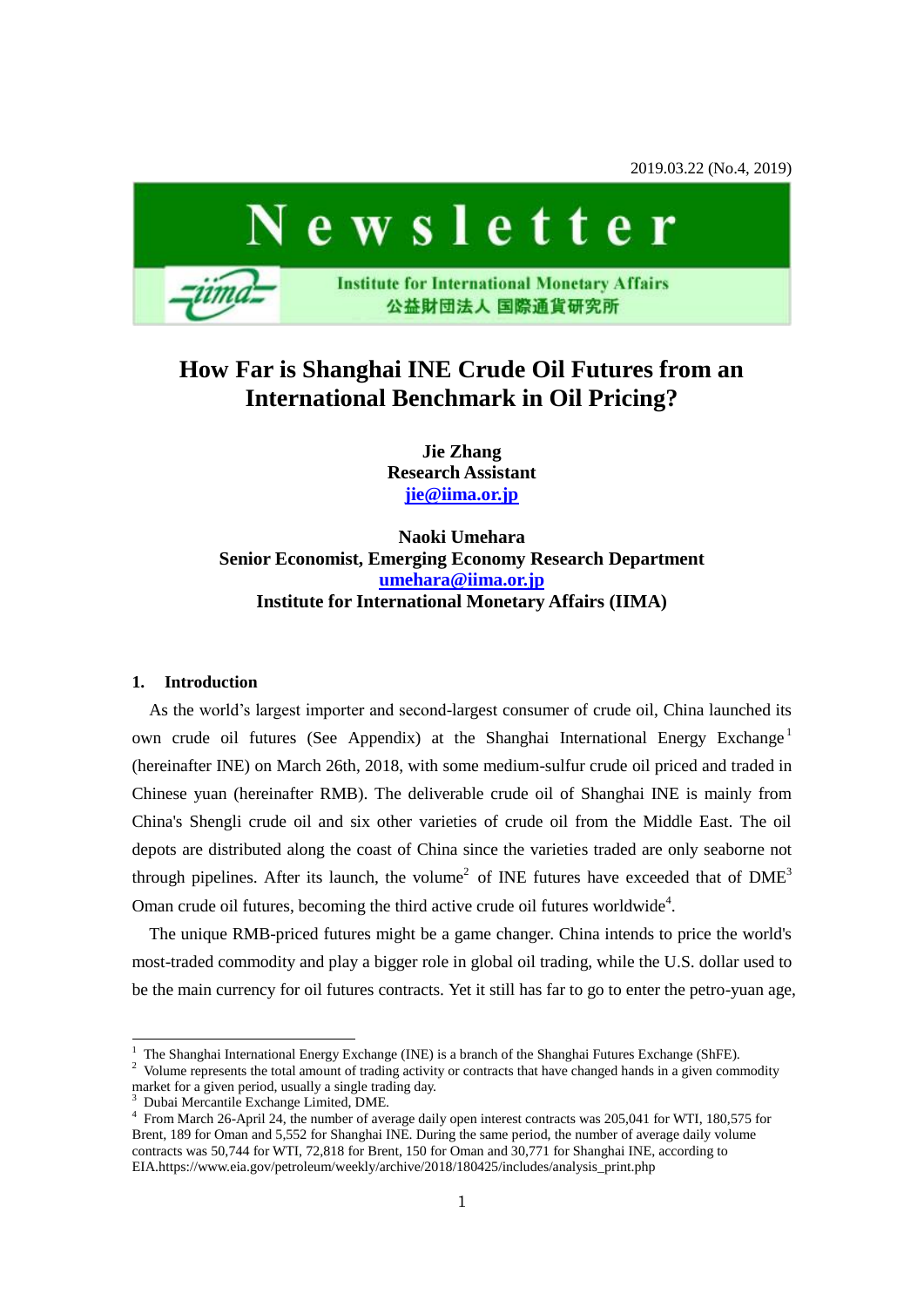2019.03.22 (No.4, 2019)

# Newsletter

Institute for International Monetary Affairs
公益財団法人 国際通貨研究所

## How Far is Shanghai INE Crude Oil Futures from an International Benchmark in Oil Pricing?

**Jie Zhang**
**Research Assistant**
**jie@iima.or.jp**

**Naoki Umehara**
**Senior Economist, Emerging Economy Research Department**
**umehara@iima.or.jp**
**Institute for International Monetary Affairs (IIMA)**

### 1. Introduction

As the world's largest importer and second-largest consumer of crude oil, China launched its own crude oil futures (See Appendix) at the Shanghai International Energy Exchange[1] (hereinafter INE) on March 26th, 2018, with some medium-sulfur crude oil priced and traded in Chinese yuan (hereinafter RMB). The deliverable crude oil of Shanghai INE is mainly from China's Shengli crude oil and six other varieties of crude oil from the Middle East. The oil depots are distributed along the coast of China since the varieties traded are only seaborne not through pipelines. After its launch, the volume[2] of INE futures have exceeded that of DME[3] Oman crude oil futures, becoming the third active crude oil futures worldwide[4].

The unique RMB-priced futures might be a game changer. China intends to price the world's most-traded commodity and play a bigger role in global oil trading, while the U.S. dollar used to be the main currency for oil futures contracts. Yet it still has far to go to enter the petro-yuan age,

---

[1] The Shanghai International Energy Exchange (INE) is a branch of the Shanghai Futures Exchange (ShFE).

[2] Volume represents the total amount of trading activity or contracts that have changed hands in a given commodity market for a given period, usually a single trading day.

[3] Dubai Mercantile Exchange Limited, DME.

[4] From March 26-April 24, the number of average daily open interest contracts was 205,041 for WTI, 180,575 for Brent, 189 for Oman and 5,552 for Shanghai INE. During the same period, the number of average daily volume contracts was 50,744 for WTI, 72,818 for Brent, 150 for Oman and 30,771 for Shanghai INE, according to EIA.https://www.eia.gov/petroleum/weekly/archive/2018/180425/includes/analysis_print.php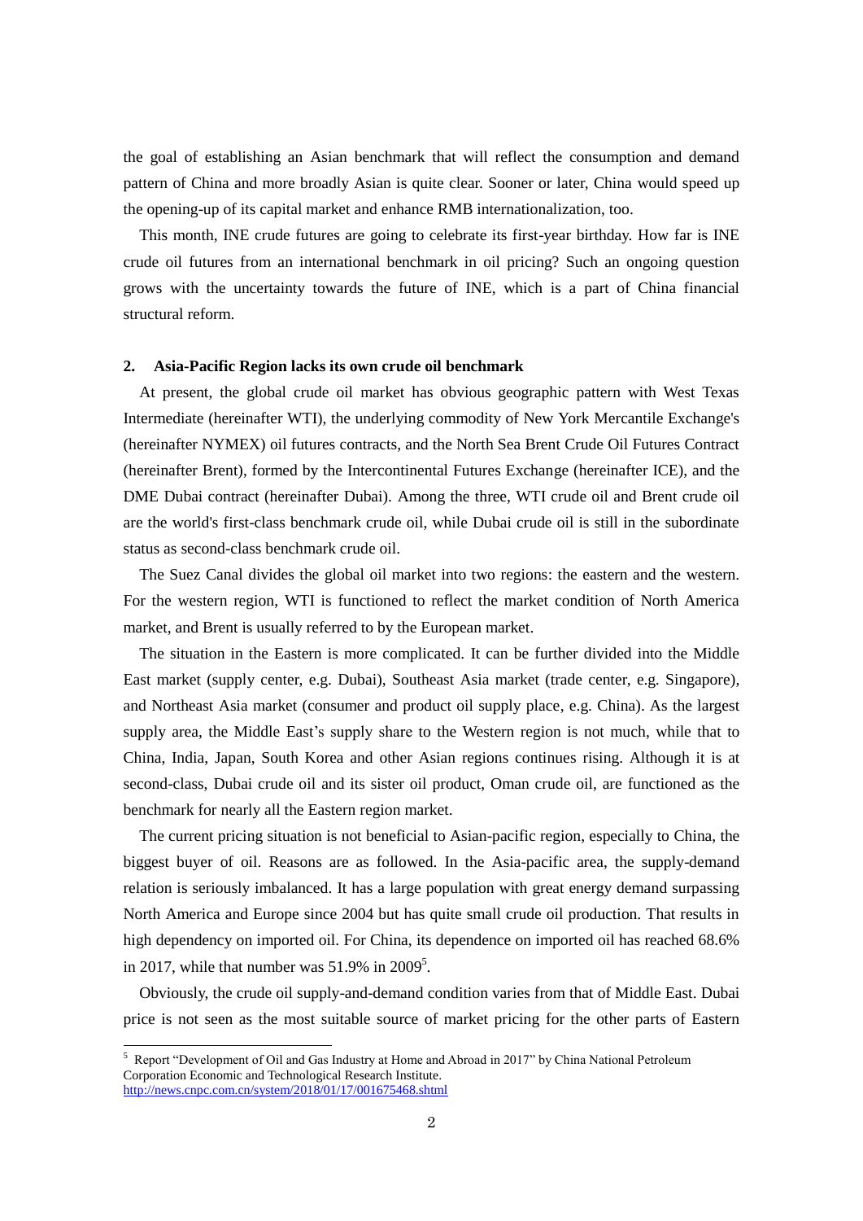the goal of establishing an Asian benchmark that will reflect the consumption and demand pattern of China and more broadly Asian is quite clear. Sooner or later, China would speed up the opening-up of its capital market and enhance RMB internationalization, too.

This month, INE crude futures are going to celebrate its first-year birthday. How far is INE crude oil futures from an international benchmark in oil pricing? Such an ongoing question grows with the uncertainty towards the future of INE, which is a part of China financial structural reform.

## 2. Asia-Pacific Region lacks its own crude oil benchmark

At present, the global crude oil market has obvious geographic pattern with West Texas Intermediate (hereinafter WTI), the underlying commodity of New York Mercantile Exchange's (hereinafter NYMEX) oil futures contracts, and the North Sea Brent Crude Oil Futures Contract (hereinafter Brent), formed by the Intercontinental Futures Exchange (hereinafter ICE), and the DME Dubai contract (hereinafter Dubai). Among the three, WTI crude oil and Brent crude oil are the world's first-class benchmark crude oil, while Dubai crude oil is still in the subordinate status as second-class benchmark crude oil.

The Suez Canal divides the global oil market into two regions: the eastern and the western. For the western region, WTI is functioned to reflect the market condition of North America market, and Brent is usually referred to by the European market.

The situation in the Eastern is more complicated. It can be further divided into the Middle East market (supply center, e.g. Dubai), Southeast Asia market (trade center, e.g. Singapore), and Northeast Asia market (consumer and product oil supply place, e.g. China). As the largest supply area, the Middle East's supply share to the Western region is not much, while that to China, India, Japan, South Korea and other Asian regions continues rising. Although it is at second-class, Dubai crude oil and its sister oil product, Oman crude oil, are functioned as the benchmark for nearly all the Eastern region market.

The current pricing situation is not beneficial to Asian-pacific region, especially to China, the biggest buyer of oil. Reasons are as followed. In the Asia-pacific area, the supply-demand relation is seriously imbalanced. It has a large population with great energy demand surpassing North America and Europe since 2004 but has quite small crude oil production. That results in high dependency on imported oil. For China, its dependence on imported oil has reached 68.6% in 2017, while that number was 51.9% in 2009[5].

Obviously, the crude oil supply-and-demand condition varies from that of Middle East. Dubai price is not seen as the most suitable source of market pricing for the other parts of Eastern

[5] Report "Development of Oil and Gas Industry at Home and Abroad in 2017" by China National Petroleum Corporation Economic and Technological Research Institute. http://news.cnpc.com.cn/system/2018/01/17/001675468.shtml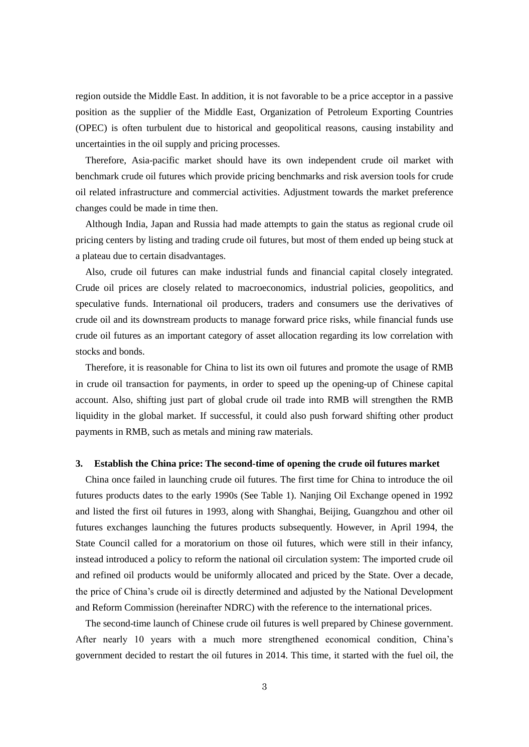region outside the Middle East. In addition, it is not favorable to be a price acceptor in a passive position as the supplier of the Middle East, Organization of Petroleum Exporting Countries (OPEC) is often turbulent due to historical and geopolitical reasons, causing instability and uncertainties in the oil supply and pricing processes.

Therefore, Asia-pacific market should have its own independent crude oil market with benchmark crude oil futures which provide pricing benchmarks and risk aversion tools for crude oil related infrastructure and commercial activities. Adjustment towards the market preference changes could be made in time then.

Although India, Japan and Russia had made attempts to gain the status as regional crude oil pricing centers by listing and trading crude oil futures, but most of them ended up being stuck at a plateau due to certain disadvantages.

Also, crude oil futures can make industrial funds and financial capital closely integrated. Crude oil prices are closely related to macroeconomics, industrial policies, geopolitics, and speculative funds. International oil producers, traders and consumers use the derivatives of crude oil and its downstream products to manage forward price risks, while financial funds use crude oil futures as an important category of asset allocation regarding its low correlation with stocks and bonds.

Therefore, it is reasonable for China to list its own oil futures and promote the usage of RMB in crude oil transaction for payments, in order to speed up the opening-up of Chinese capital account. Also, shifting just part of global crude oil trade into RMB will strengthen the RMB liquidity in the global market. If successful, it could also push forward shifting other product payments in RMB, such as metals and mining raw materials.

### 3. Establish the China price: The second-time of opening the crude oil futures market

China once failed in launching crude oil futures. The first time for China to introduce the oil futures products dates to the early 1990s (See Table 1). Nanjing Oil Exchange opened in 1992 and listed the first oil futures in 1993, along with Shanghai, Beijing, Guangzhou and other oil futures exchanges launching the futures products subsequently. However, in April 1994, the State Council called for a moratorium on those oil futures, which were still in their infancy, instead introduced a policy to reform the national oil circulation system: The imported crude oil and refined oil products would be uniformly allocated and priced by the State. Over a decade, the price of China's crude oil is directly determined and adjusted by the National Development and Reform Commission (hereinafter NDRC) with the reference to the international prices.

The second-time launch of Chinese crude oil futures is well prepared by Chinese government. After nearly 10 years with a much more strengthened economical condition, China's government decided to restart the oil futures in 2014. This time, it started with the fuel oil, the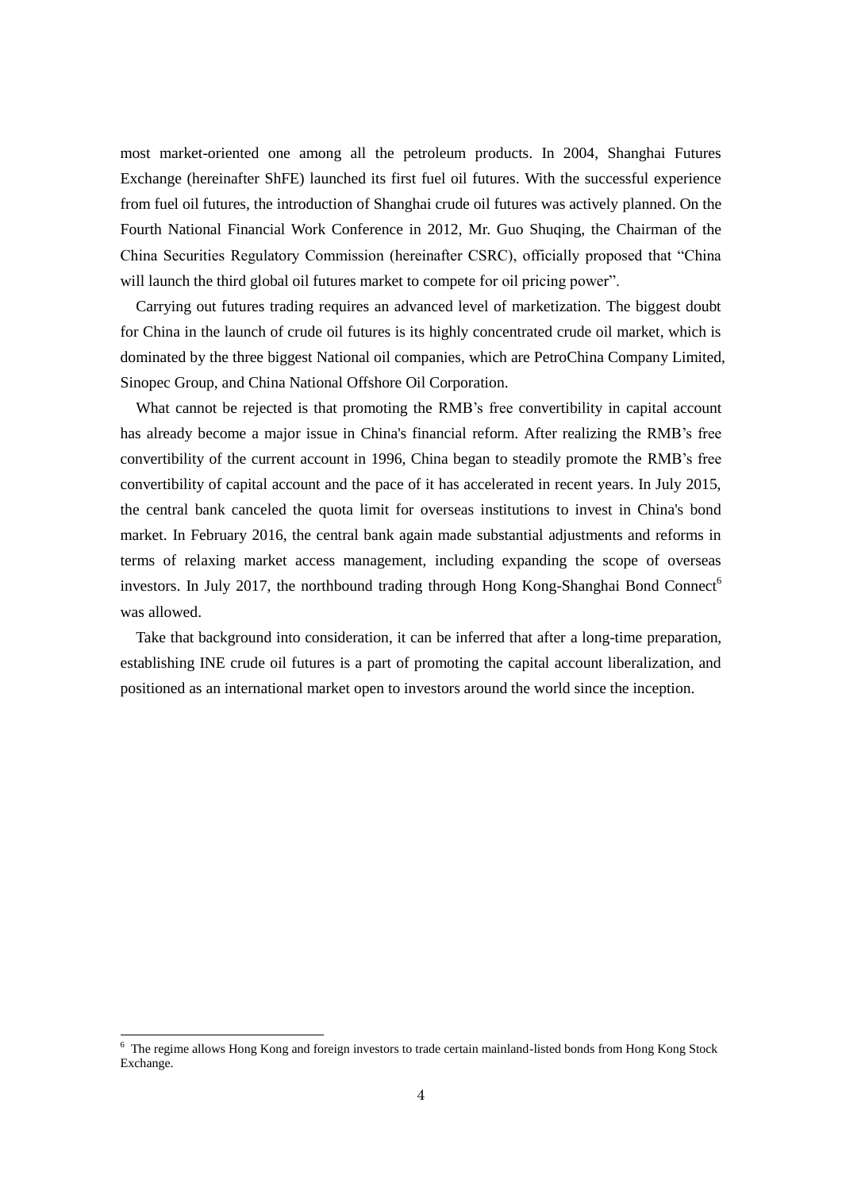most market-oriented one among all the petroleum products. In 2004, Shanghai Futures Exchange (hereinafter ShFE) launched its first fuel oil futures. With the successful experience from fuel oil futures, the introduction of Shanghai crude oil futures was actively planned. On the Fourth National Financial Work Conference in 2012, Mr. Guo Shuqing, the Chairman of the China Securities Regulatory Commission (hereinafter CSRC), officially proposed that "China will launch the third global oil futures market to compete for oil pricing power".

Carrying out futures trading requires an advanced level of marketization. The biggest doubt for China in the launch of crude oil futures is its highly concentrated crude oil market, which is dominated by the three biggest National oil companies, which are PetroChina Company Limited, Sinopec Group, and China National Offshore Oil Corporation.

What cannot be rejected is that promoting the RMB's free convertibility in capital account has already become a major issue in China's financial reform. After realizing the RMB's free convertibility of the current account in 1996, China began to steadily promote the RMB's free convertibility of capital account and the pace of it has accelerated in recent years. In July 2015, the central bank canceled the quota limit for overseas institutions to invest in China's bond market. In February 2016, the central bank again made substantial adjustments and reforms in terms of relaxing market access management, including expanding the scope of overseas investors. In July 2017, the northbound trading through Hong Kong-Shanghai Bond Connect[6] was allowed.

Take that background into consideration, it can be inferred that after a long-time preparation, establishing INE crude oil futures is a part of promoting the capital account liberalization, and positioned as an international market open to investors around the world since the inception.

[6] The regime allows Hong Kong and foreign investors to trade certain mainland-listed bonds from Hong Kong Stock Exchange.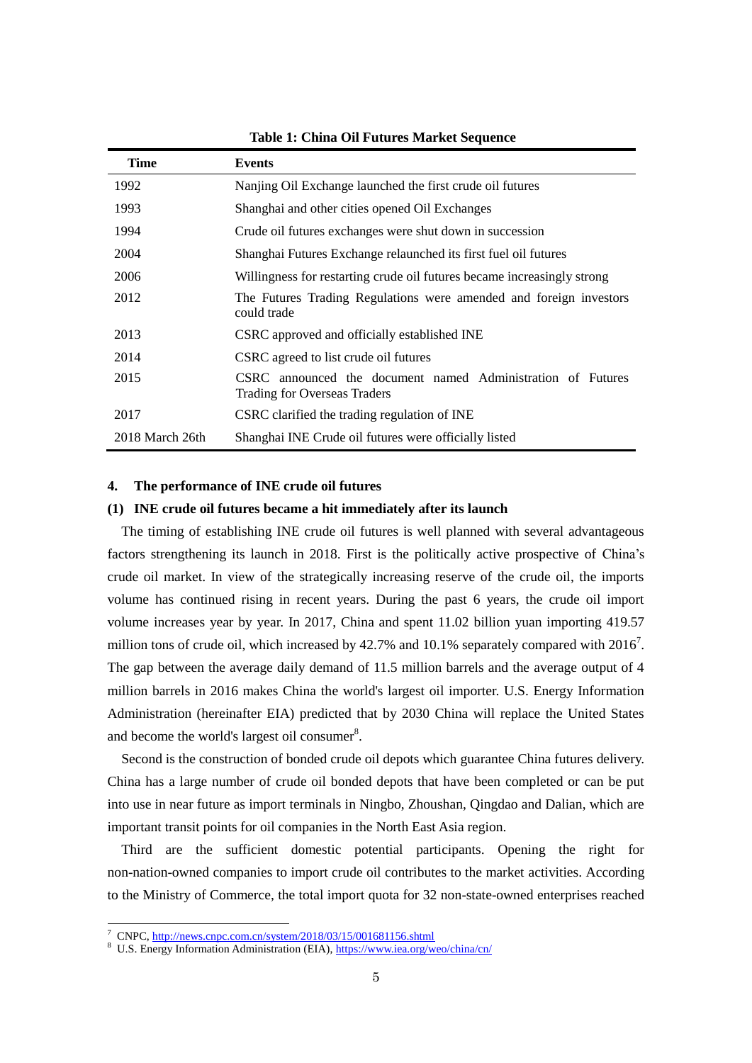**Table 1: China Oil Futures Market Sequence**

| Time | Events |
|---|---|
| 1992 | Nanjing Oil Exchange launched the first crude oil futures |
| 1993 | Shanghai and other cities opened Oil Exchanges |
| 1994 | Crude oil futures exchanges were shut down in succession |
| 2004 | Shanghai Futures Exchange relaunched its first fuel oil futures |
| 2006 | Willingness for restarting crude oil futures became increasingly strong |
| 2012 | The Futures Trading Regulations were amended and foreign investors could trade |
| 2013 | CSRC approved and officially established INE |
| 2014 | CSRC agreed to list crude oil futures |
| 2015 | CSRC announced the document named Administration of Futures Trading for Overseas Traders |
| 2017 | CSRC clarified the trading regulation of INE |
| 2018 March 26th | Shanghai INE Crude oil futures were officially listed |

## 4. The performance of INE crude oil futures

### (1) INE crude oil futures became a hit immediately after its launch

The timing of establishing INE crude oil futures is well planned with several advantageous factors strengthening its launch in 2018. First is the politically active prospective of China's crude oil market. In view of the strategically increasing reserve of the crude oil, the imports volume has continued rising in recent years. During the past 6 years, the crude oil import volume increases year by year. In 2017, China and spent 11.02 billion yuan importing 419.57 million tons of crude oil, which increased by 42.7% and 10.1% separately compared with 2016[7]. The gap between the average daily demand of 11.5 million barrels and the average output of 4 million barrels in 2016 makes China the world's largest oil importer. U.S. Energy Information Administration (hereinafter EIA) predicted that by 2030 China will replace the United States and become the world's largest oil consumer[8].

Second is the construction of bonded crude oil depots which guarantee China futures delivery. China has a large number of crude oil bonded depots that have been completed or can be put into use in near future as import terminals in Ningbo, Zhoushan, Qingdao and Dalian, which are important transit points for oil companies in the North East Asia region.

Third are the sufficient domestic potential participants. Opening the right for non-nation-owned companies to import crude oil contributes to the market activities. According to the Ministry of Commerce, the total import quota for 32 non-state-owned enterprises reached

---

[7] CNPC, http://news.cnpc.com.cn/system/2018/03/15/001681156.shtml

[8] U.S. Energy Information Administration (EIA), https://www.iea.org/weo/china/cn/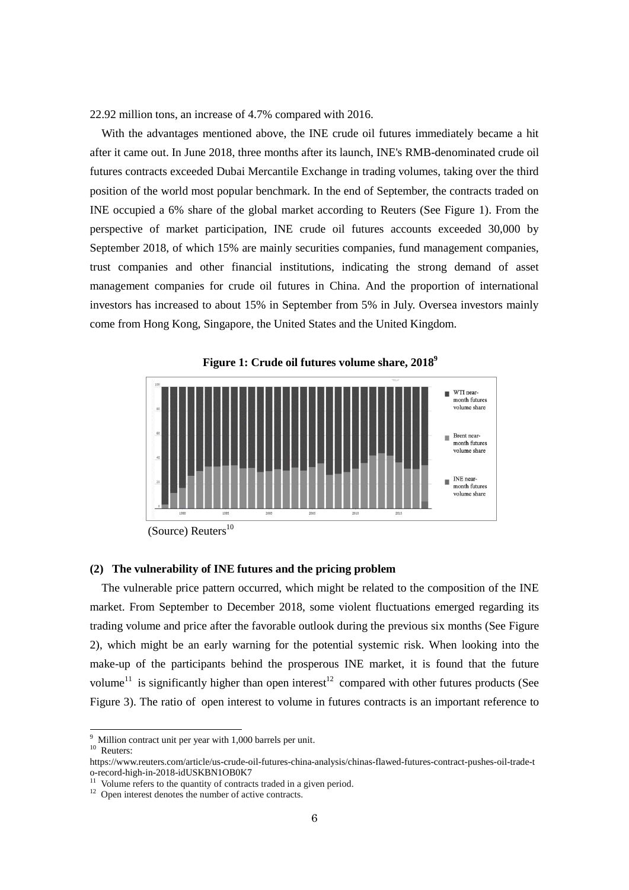22.92 million tons, an increase of 4.7% compared with 2016.

With the advantages mentioned above, the INE crude oil futures immediately became a hit after it came out. In June 2018, three months after its launch, INE's RMB-denominated crude oil futures contracts exceeded Dubai Mercantile Exchange in trading volumes, taking over the third position of the world most popular benchmark. In the end of September, the contracts traded on INE occupied a 6% share of the global market according to Reuters (See Figure 1). From the perspective of market participation, INE crude oil futures accounts exceeded 30,000 by September 2018, of which 15% are mainly securities companies, fund management companies, trust companies and other financial institutions, indicating the strong demand of asset management companies for crude oil futures in China. And the proportion of international investors has increased to about 15% in September from 5% in July. Oversea investors mainly come from Hong Kong, Singapore, the United States and the United Kingdom.

**Figure 1: Crude oil futures volume share, 2018[9]**

(Source) Reuters[10]

**(2) The vulnerability of INE futures and the pricing problem**

The vulnerable price pattern occurred, which might be related to the composition of the INE market. From September to December 2018, some violent fluctuations emerged regarding its trading volume and price after the favorable outlook during the previous six months (See Figure 2), which might be an early warning for the potential systemic risk. When looking into the make-up of the participants behind the prosperous INE market, it is found that the future volume[11] is significantly higher than open interest[12] compared with other futures products (See Figure 3). The ratio of open interest to volume in futures contracts is an important reference to

---

[9] Million contract unit per year with 1,000 barrels per unit.

[10] Reuters: https://www.reuters.com/article/us-crude-oil-futures-china-analysis/chinas-flawed-futures-contract-pushes-oil-trade-to-record-high-in-2018-idUSKBN1OB0K7

[11] Volume refers to the quantity of contracts traded in a given period.

[12] Open interest denotes the number of active contracts.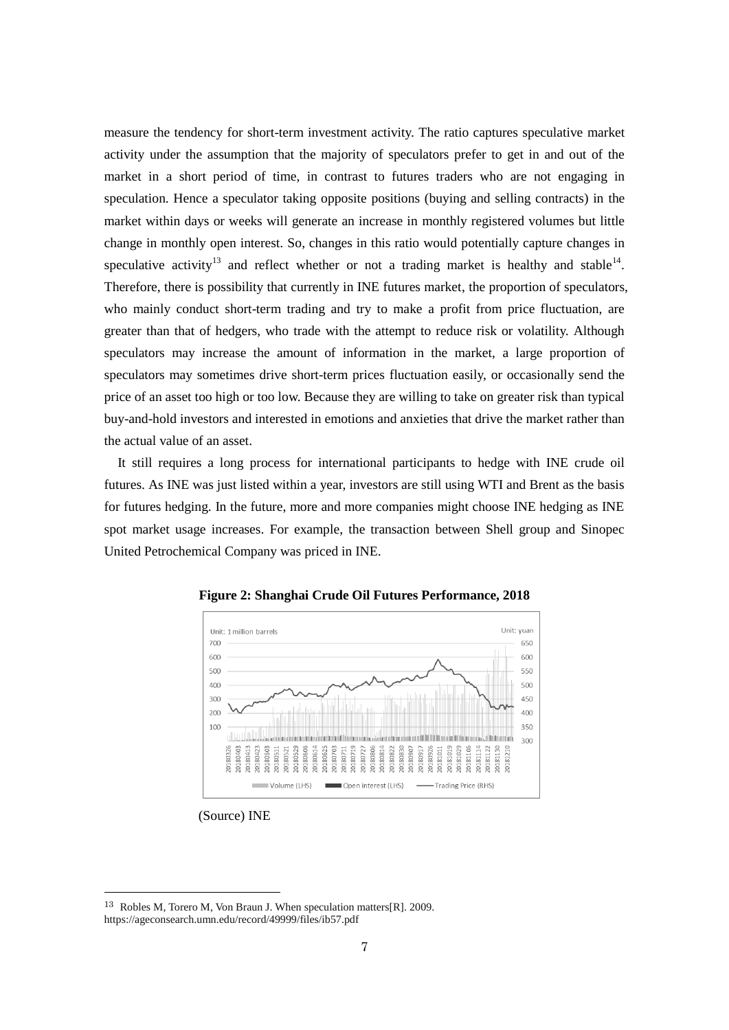measure the tendency for short-term investment activity. The ratio captures speculative market activity under the assumption that the majority of speculators prefer to get in and out of the market in a short period of time, in contrast to futures traders who are not engaging in speculation. Hence a speculator taking opposite positions (buying and selling contracts) in the market within days or weeks will generate an increase in monthly registered volumes but little change in monthly open interest. So, changes in this ratio would potentially capture changes in speculative activity[13] and reflect whether or not a trading market is healthy and stable[14]. Therefore, there is possibility that currently in INE futures market, the proportion of speculators, who mainly conduct short-term trading and try to make a profit from price fluctuation, are greater than that of hedgers, who trade with the attempt to reduce risk or volatility. Although speculators may increase the amount of information in the market, a large proportion of speculators may sometimes drive short-term prices fluctuation easily, or occasionally send the price of an asset too high or too low. Because they are willing to take on greater risk than typical buy-and-hold investors and interested in emotions and anxieties that drive the market rather than the actual value of an asset.

It still requires a long process for international participants to hedge with INE crude oil futures. As INE was just listed within a year, investors are still using WTI and Brent as the basis for futures hedging. In the future, more and more companies might choose INE hedging as INE spot market usage increases. For example, the transaction between Shell group and Sinopec United Petrochemical Company was priced in INE.

**Figure 2: Shanghai Crude Oil Futures Performance, 2018**

(Source) INE

---

[13] Robles M, Torero M, Von Braun J. When speculation matters[R]. 2009. https://ageconsearch.umn.edu/record/49999/files/ib57.pdf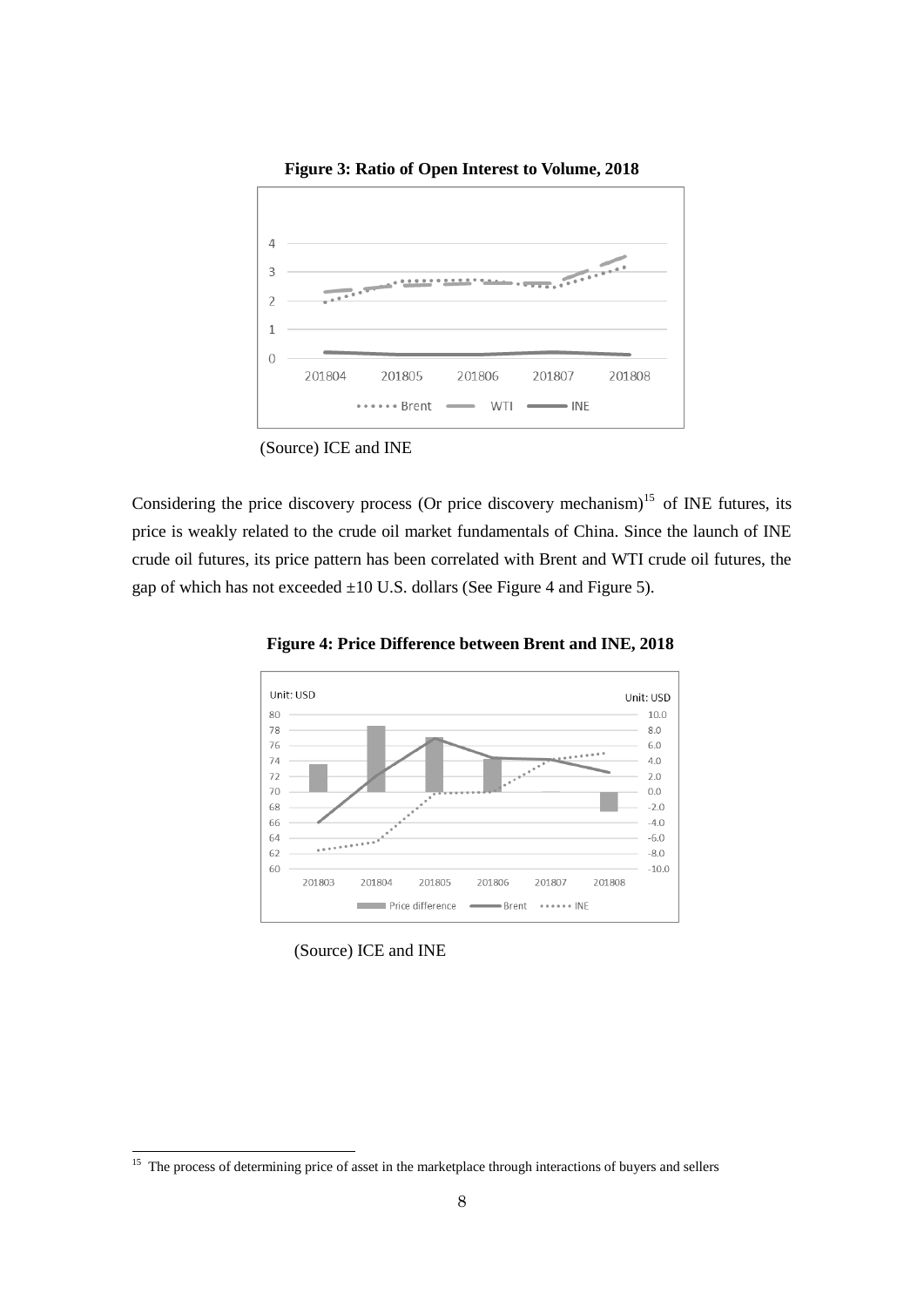**Figure 3: Ratio of Open Interest to Volume, 2018**

(Source) ICE and INE

Considering the price discovery process (Or price discovery mechanism)[15] of INE futures, its price is weakly related to the crude oil market fundamentals of China. Since the launch of INE crude oil futures, its price pattern has been correlated with Brent and WTI crude oil futures, the gap of which has not exceeded ±10 U.S. dollars (See Figure 4 and Figure 5).

**Figure 4: Price Difference between Brent and INE, 2018**

(Source) ICE and INE

[15] The process of determining price of asset in the marketplace through interactions of buyers and sellers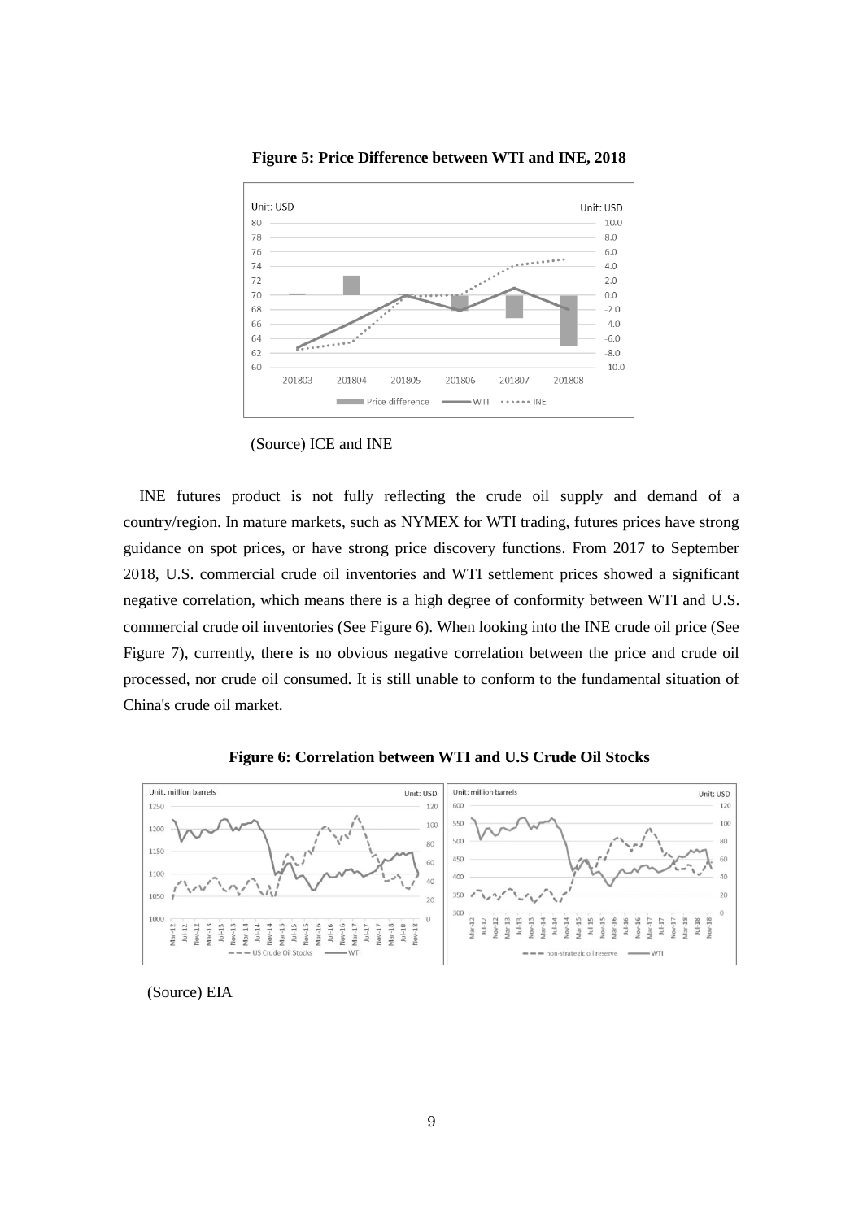**Figure 5: Price Difference between WTI and INE, 2018**

(Source) ICE and INE

INE futures product is not fully reflecting the crude oil supply and demand of a country/region. In mature markets, such as NYMEX for WTI trading, futures prices have strong guidance on spot prices, or have strong price discovery functions. From 2017 to September 2018, U.S. commercial crude oil inventories and WTI settlement prices showed a significant negative correlation, which means there is a high degree of conformity between WTI and U.S. commercial crude oil inventories (See Figure 6). When looking into the INE crude oil price (See Figure 7), currently, there is no obvious negative correlation between the price and crude oil processed, nor crude oil consumed. It is still unable to conform to the fundamental situation of China's crude oil market.

**Figure 6: Correlation between WTI and U.S Crude Oil Stocks**

(Source) EIA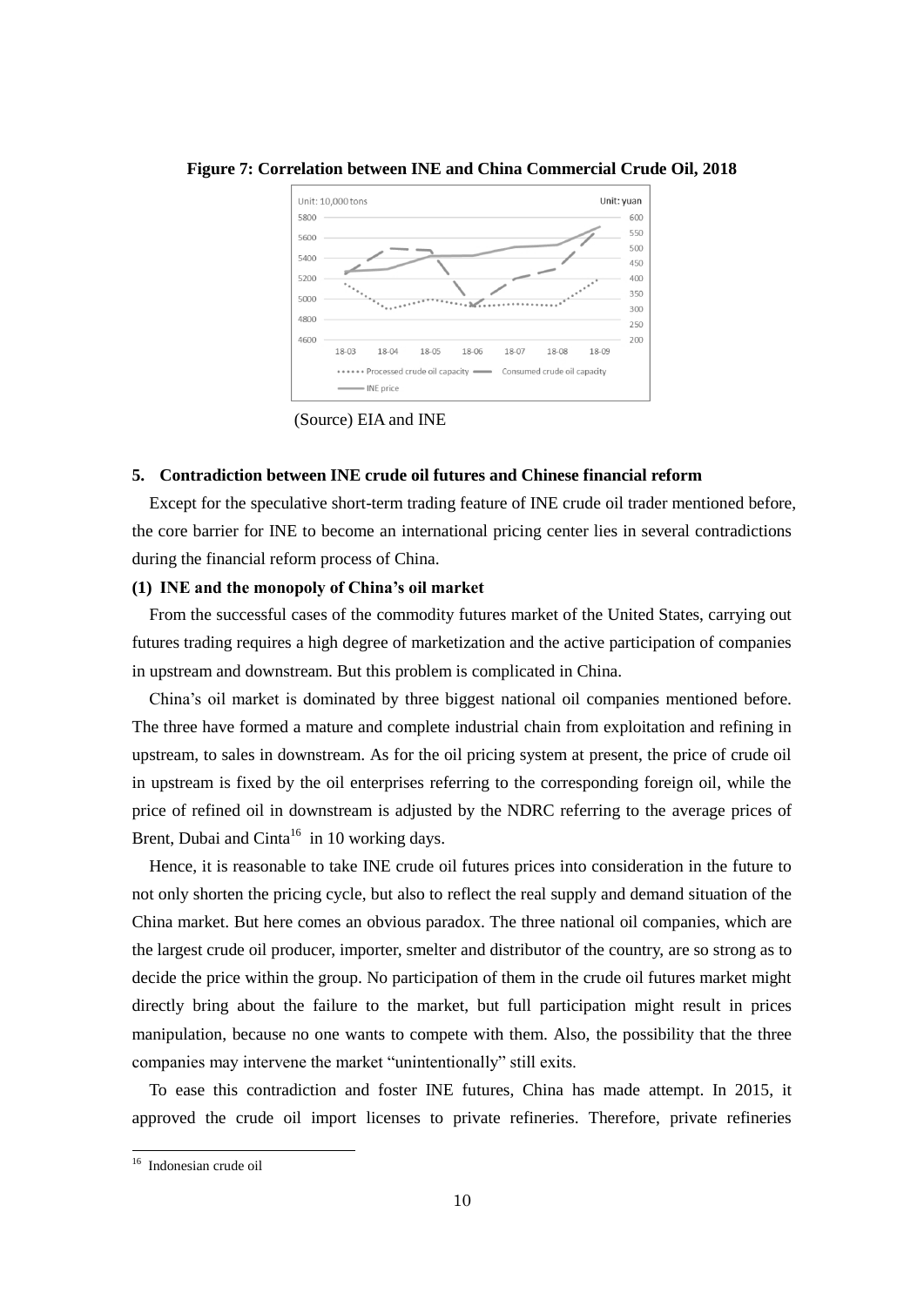**Figure 7: Correlation between INE and China Commercial Crude Oil, 2018**

(Source) EIA and INE

### 5. Contradiction between INE crude oil futures and Chinese financial reform

Except for the speculative short-term trading feature of INE crude oil trader mentioned before, the core barrier for INE to become an international pricing center lies in several contradictions during the financial reform process of China.

#### (1) INE and the monopoly of China's oil market

From the successful cases of the commodity futures market of the United States, carrying out futures trading requires a high degree of marketization and the active participation of companies in upstream and downstream. But this problem is complicated in China.

China's oil market is dominated by three biggest national oil companies mentioned before. The three have formed a mature and complete industrial chain from exploitation and refining in upstream, to sales in downstream. As for the oil pricing system at present, the price of crude oil in upstream is fixed by the oil enterprises referring to the corresponding foreign oil, while the price of refined oil in downstream is adjusted by the NDRC referring to the average prices of Brent, Dubai and Cinta[16] in 10 working days.

Hence, it is reasonable to take INE crude oil futures prices into consideration in the future to not only shorten the pricing cycle, but also to reflect the real supply and demand situation of the China market. But here comes an obvious paradox. The three national oil companies, which are the largest crude oil producer, importer, smelter and distributor of the country, are so strong as to decide the price within the group. No participation of them in the crude oil futures market might directly bring about the failure to the market, but full participation might result in prices manipulation, because no one wants to compete with them. Also, the possibility that the three companies may intervene the market "unintentionally" still exits.

To ease this contradiction and foster INE futures, China has made attempt. In 2015, it approved the crude oil import licenses to private refineries. Therefore, private refineries

---

[16] Indonesian crude oil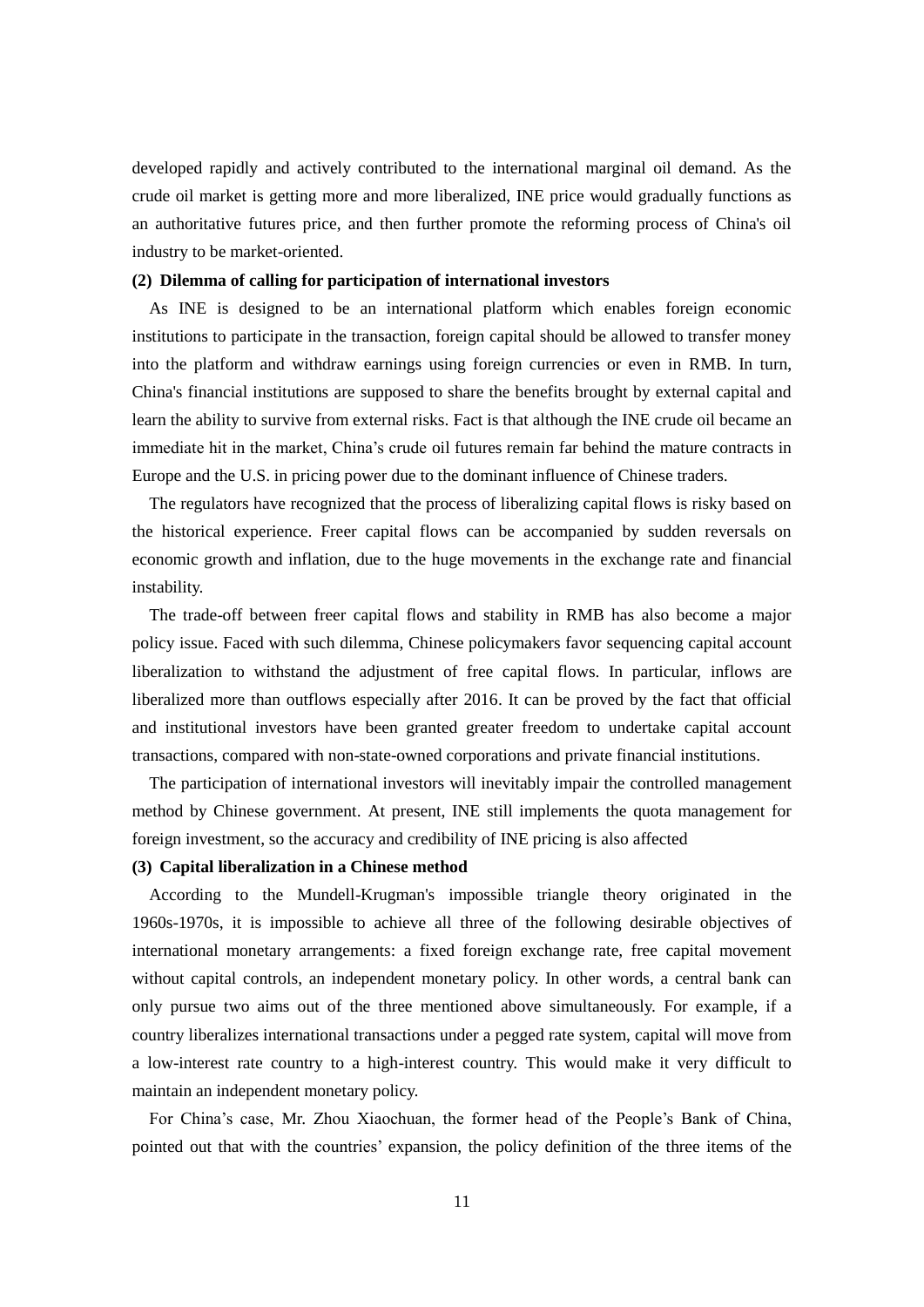developed rapidly and actively contributed to the international marginal oil demand. As the crude oil market is getting more and more liberalized, INE price would gradually functions as an authoritative futures price, and then further promote the reforming process of China's oil industry to be market-oriented.

**(2) Dilemma of calling for participation of international investors**

As INE is designed to be an international platform which enables foreign economic institutions to participate in the transaction, foreign capital should be allowed to transfer money into the platform and withdraw earnings using foreign currencies or even in RMB. In turn, China's financial institutions are supposed to share the benefits brought by external capital and learn the ability to survive from external risks. Fact is that although the INE crude oil became an immediate hit in the market, China's crude oil futures remain far behind the mature contracts in Europe and the U.S. in pricing power due to the dominant influence of Chinese traders.

The regulators have recognized that the process of liberalizing capital flows is risky based on the historical experience. Freer capital flows can be accompanied by sudden reversals on economic growth and inflation, due to the huge movements in the exchange rate and financial instability.

The trade-off between freer capital flows and stability in RMB has also become a major policy issue. Faced with such dilemma, Chinese policymakers favor sequencing capital account liberalization to withstand the adjustment of free capital flows. In particular, inflows are liberalized more than outflows especially after 2016. It can be proved by the fact that official and institutional investors have been granted greater freedom to undertake capital account transactions, compared with non-state-owned corporations and private financial institutions.

The participation of international investors will inevitably impair the controlled management method by Chinese government. At present, INE still implements the quota management for foreign investment, so the accuracy and credibility of INE pricing is also affected

**(3) Capital liberalization in a Chinese method**

According to the Mundell-Krugman's impossible triangle theory originated in the 1960s-1970s, it is impossible to achieve all three of the following desirable objectives of international monetary arrangements: a fixed foreign exchange rate, free capital movement without capital controls, an independent monetary policy. In other words, a central bank can only pursue two aims out of the three mentioned above simultaneously. For example, if a country liberalizes international transactions under a pegged rate system, capital will move from a low-interest rate country to a high-interest country. This would make it very difficult to maintain an independent monetary policy.

For China's case, Mr. Zhou Xiaochuan, the former head of the People's Bank of China, pointed out that with the countries' expansion, the policy definition of the three items of the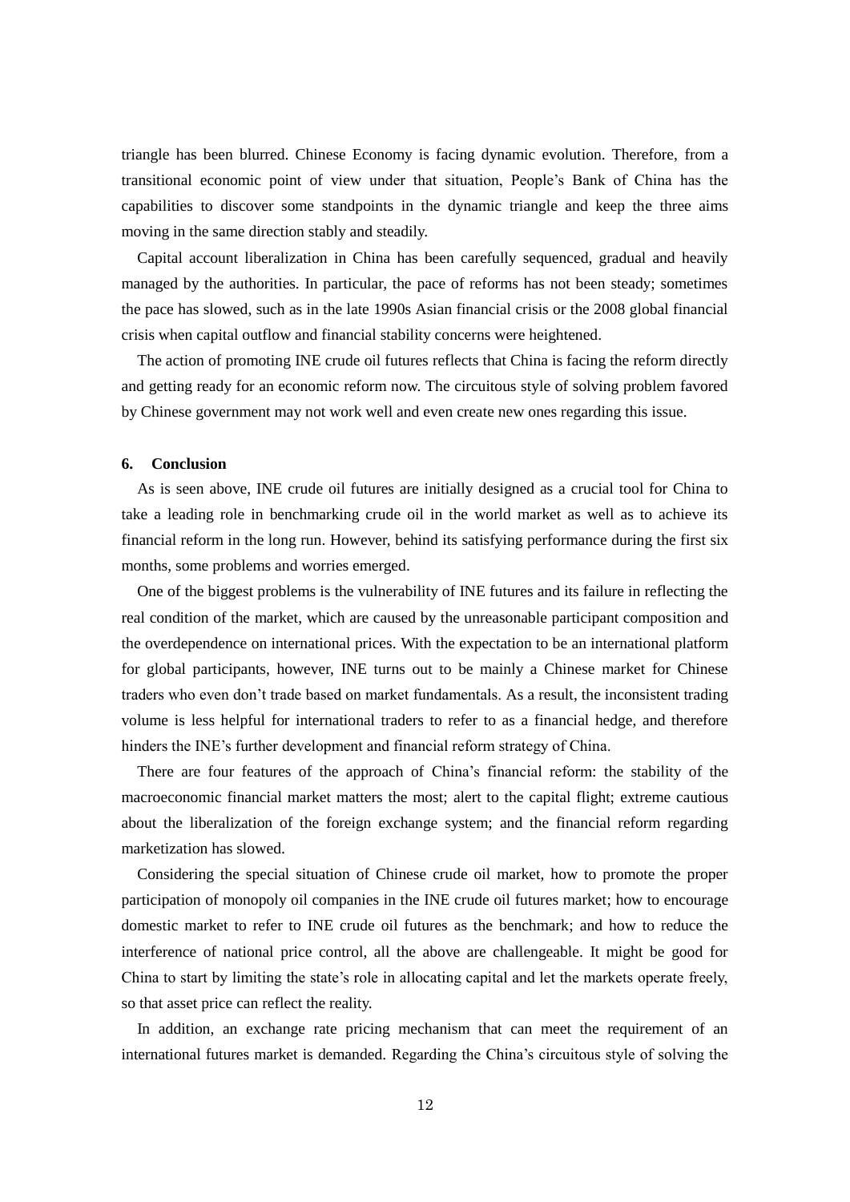triangle has been blurred. Chinese Economy is facing dynamic evolution. Therefore, from a transitional economic point of view under that situation, People's Bank of China has the capabilities to discover some standpoints in the dynamic triangle and keep the three aims moving in the same direction stably and steadily.

Capital account liberalization in China has been carefully sequenced, gradual and heavily managed by the authorities. In particular, the pace of reforms has not been steady; sometimes the pace has slowed, such as in the late 1990s Asian financial crisis or the 2008 global financial crisis when capital outflow and financial stability concerns were heightened.

The action of promoting INE crude oil futures reflects that China is facing the reform directly and getting ready for an economic reform now. The circuitous style of solving problem favored by Chinese government may not work well and even create new ones regarding this issue.

## 6. Conclusion

As is seen above, INE crude oil futures are initially designed as a crucial tool for China to take a leading role in benchmarking crude oil in the world market as well as to achieve its financial reform in the long run. However, behind its satisfying performance during the first six months, some problems and worries emerged.

One of the biggest problems is the vulnerability of INE futures and its failure in reflecting the real condition of the market, which are caused by the unreasonable participant composition and the overdependence on international prices. With the expectation to be an international platform for global participants, however, INE turns out to be mainly a Chinese market for Chinese traders who even don't trade based on market fundamentals. As a result, the inconsistent trading volume is less helpful for international traders to refer to as a financial hedge, and therefore hinders the INE's further development and financial reform strategy of China.

There are four features of the approach of China's financial reform: the stability of the macroeconomic financial market matters the most; alert to the capital flight; extreme cautious about the liberalization of the foreign exchange system; and the financial reform regarding marketization has slowed.

Considering the special situation of Chinese crude oil market, how to promote the proper participation of monopoly oil companies in the INE crude oil futures market; how to encourage domestic market to refer to INE crude oil futures as the benchmark; and how to reduce the interference of national price control, all the above are challengeable. It might be good for China to start by limiting the state's role in allocating capital and let the markets operate freely, so that asset price can reflect the reality.

In addition, an exchange rate pricing mechanism that can meet the requirement of an international futures market is demanded. Regarding the China's circuitous style of solving the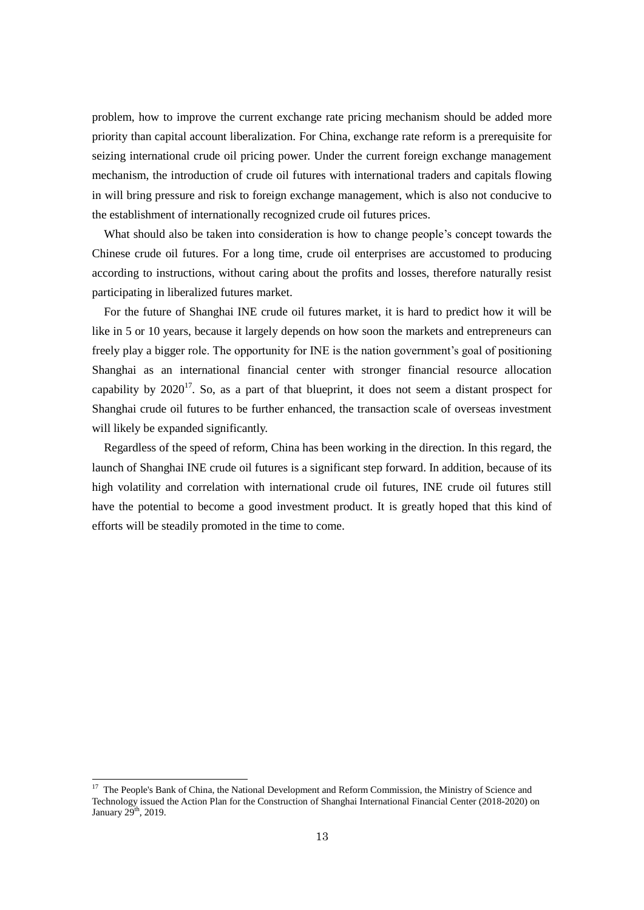problem, how to improve the current exchange rate pricing mechanism should be added more priority than capital account liberalization. For China, exchange rate reform is a prerequisite for seizing international crude oil pricing power. Under the current foreign exchange management mechanism, the introduction of crude oil futures with international traders and capitals flowing in will bring pressure and risk to foreign exchange management, which is also not conducive to the establishment of internationally recognized crude oil futures prices.

What should also be taken into consideration is how to change people's concept towards the Chinese crude oil futures. For a long time, crude oil enterprises are accustomed to producing according to instructions, without caring about the profits and losses, therefore naturally resist participating in liberalized futures market.

For the future of Shanghai INE crude oil futures market, it is hard to predict how it will be like in 5 or 10 years, because it largely depends on how soon the markets and entrepreneurs can freely play a bigger role. The opportunity for INE is the nation government's goal of positioning Shanghai as an international financial center with stronger financial resource allocation capability by 2020[17]. So, as a part of that blueprint, it does not seem a distant prospect for Shanghai crude oil futures to be further enhanced, the transaction scale of overseas investment will likely be expanded significantly.

Regardless of the speed of reform, China has been working in the direction. In this regard, the launch of Shanghai INE crude oil futures is a significant step forward. In addition, because of its high volatility and correlation with international crude oil futures, INE crude oil futures still have the potential to become a good investment product. It is greatly hoped that this kind of efforts will be steadily promoted in the time to come.

---

[17] The People's Bank of China, the National Development and Reform Commission, the Ministry of Science and Technology issued the Action Plan for the Construction of Shanghai International Financial Center (2018-2020) on January 29th, 2019.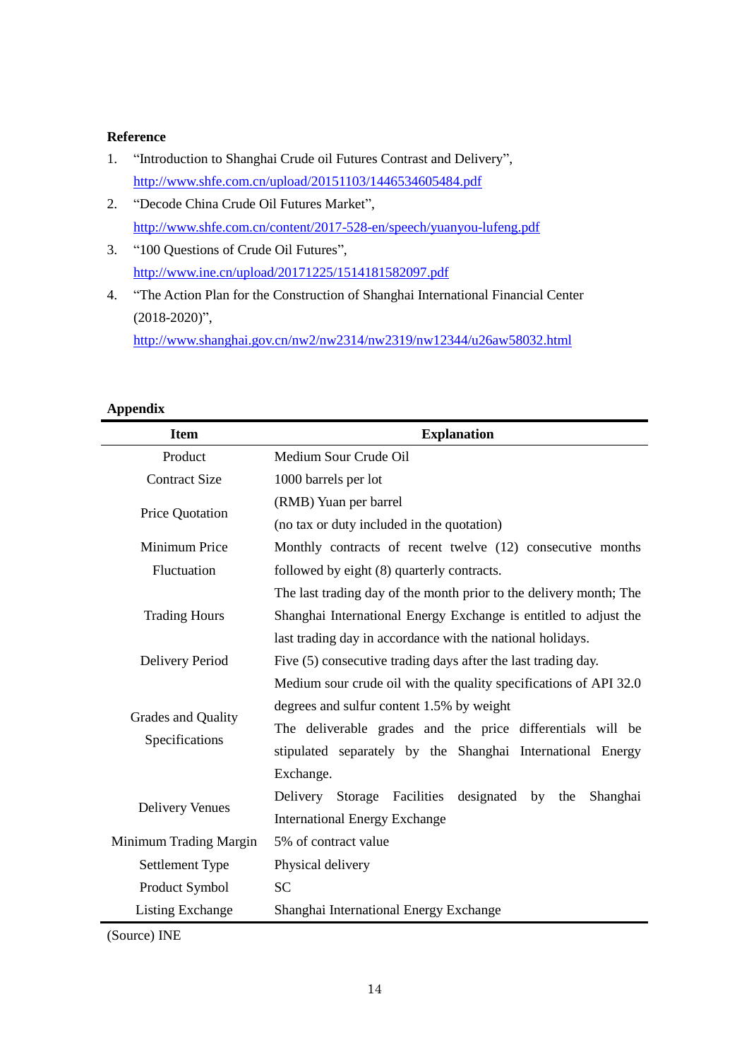**Reference**

1. "Introduction to Shanghai Crude oil Futures Contrast and Delivery", http://www.shfe.com.cn/upload/20151103/1446534605484.pdf
2. "Decode China Crude Oil Futures Market", http://www.shfe.com.cn/content/2017-528-en/speech/yuanyou-lufeng.pdf
3. "100 Questions of Crude Oil Futures", http://www.ine.cn/upload/20171225/1514181582097.pdf
4. "The Action Plan for the Construction of Shanghai International Financial Center (2018-2020)", http://www.shanghai.gov.cn/nw2/nw2314/nw2319/nw12344/u26aw58032.html

**Appendix**

| Item | Explanation |
|---|---|
| Product | Medium Sour Crude Oil |
| Contract Size | 1000 barrels per lot |
| Price Quotation | (RMB) Yuan per barrel<br>(no tax or duty included in the quotation) |
| Minimum Price Fluctuation | Monthly contracts of recent twelve (12) consecutive months followed by eight (8) quarterly contracts. |
| Trading Hours | The last trading day of the month prior to the delivery month; The Shanghai International Energy Exchange is entitled to adjust the last trading day in accordance with the national holidays. |
| Delivery Period | Five (5) consecutive trading days after the last trading day. |
| Grades and Quality Specifications | Medium sour crude oil with the quality specifications of API 32.0 degrees and sulfur content 1.5% by weight<br>The deliverable grades and the price differentials will be stipulated separately by the Shanghai International Energy Exchange. |
| Delivery Venues | Delivery Storage Facilities designated by the Shanghai International Energy Exchange |
| Minimum Trading Margin | 5% of contract value |
| Settlement Type | Physical delivery |
| Product Symbol | SC |
| Listing Exchange | Shanghai International Energy Exchange |

(Source) INE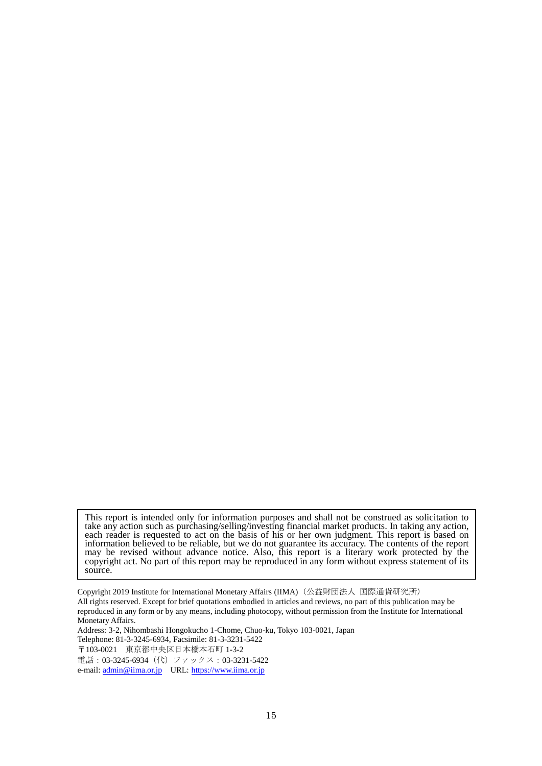This report is intended only for information purposes and shall not be construed as solicitation to take any action such as purchasing/selling/investing financial market products. In taking any action, each reader is requested to act on the basis of his or her own judgment. This report is based on information believed to be reliable, but we do not guarantee its accuracy. The contents of the report may be revised without advance notice. Also, this report is a literary work protected by the copyright act. No part of this report may be reproduced in any form without express statement of its source.

Copyright 2019 Institute for International Monetary Affairs (IIMA)（公益財団法人 国際通貨研究所）
All rights reserved. Except for brief quotations embodied in articles and reviews, no part of this publication may be reproduced in any form or by any means, including photocopy, without permission from the Institute for International Monetary Affairs.
Address: 3-2, Nihombashi Hongokucho 1-Chome, Chuo-ku, Tokyo 103-0021, Japan
Telephone: 81-3-3245-6934, Facsimile: 81-3-3231-5422
〒103-0021　東京都中央区日本橋本石町 1-3-2
電話：03-3245-6934（代）ファックス：03-3231-5422
e-mail: admin@iima.or.jp　URL: https://www.iima.or.jp